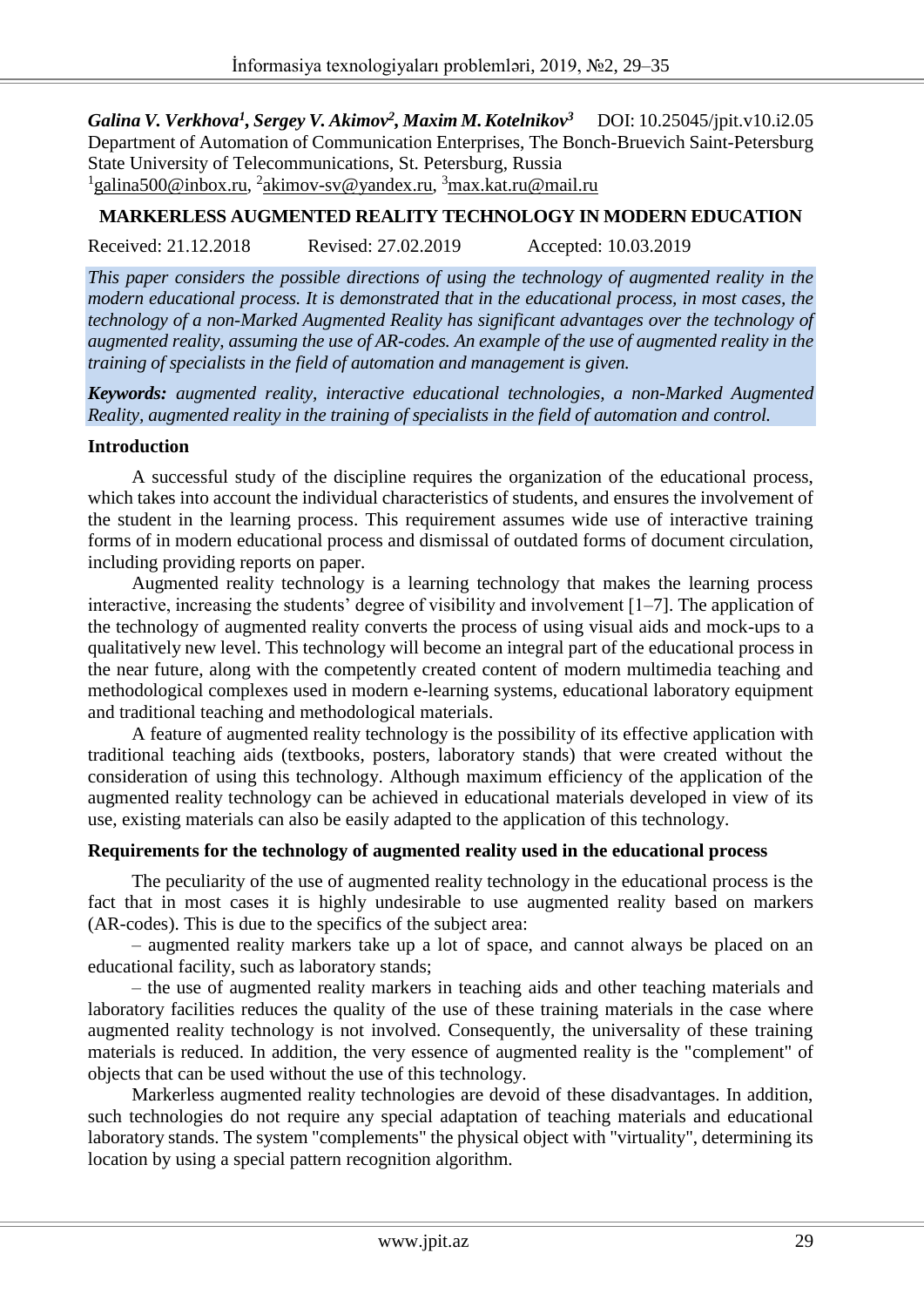*Galina V. Verkhova[1], Sergey V. Akimov[2], Maxim M. Kotelnikov[3]* DOI: 10.25045/jpit.v10.i2.05

Department of Automation of Communication Enterprises, The Bonch-Bruevich Saint-Petersburg State University of Telecommunications, St. Petersburg, Russia

[1]galina500@inbox.ru, [2]akimov-sv@yandex.ru, [3]max.kat.ru@mail.ru

# MARKERLESS AUGMENTED REALITY TECHNOLOGY IN MODERN EDUCATION

Received: 21.12.2018 Revised: 27.02.2019 Accepted: 10.03.2019

*This paper considers the possible directions of using the technology of augmented reality in the modern educational process. It is demonstrated that in the educational process, in most cases, the technology of a non-Marked Augmented Reality has significant advantages over the technology of augmented reality, assuming the use of AR-codes. An example of the use of augmented reality in the training of specialists in the field of automation and management is given.*

***Keywords:** augmented reality, interactive educational technologies, a non-Marked Augmented Reality, augmented reality in the training of specialists in the field of automation and control.*

## Introduction

A successful study of the discipline requires the organization of the educational process, which takes into account the individual characteristics of students, and ensures the involvement of the student in the learning process. This requirement assumes wide use of interactive training forms of in modern educational process and dismissal of outdated forms of document circulation, including providing reports on paper.

Augmented reality technology is a learning technology that makes the learning process interactive, increasing the students' degree of visibility and involvement [1–7]. The application of the technology of augmented reality converts the process of using visual aids and mock-ups to a qualitatively new level. This technology will become an integral part of the educational process in the near future, along with the competently created content of modern multimedia teaching and methodological complexes used in modern e-learning systems, educational laboratory equipment and traditional teaching and methodological materials.

A feature of augmented reality technology is the possibility of its effective application with traditional teaching aids (textbooks, posters, laboratory stands) that were created without the consideration of using this technology. Although maximum efficiency of the application of the augmented reality technology can be achieved in educational materials developed in view of its use, existing materials can also be easily adapted to the application of this technology.

## Requirements for the technology of augmented reality used in the educational process

The peculiarity of the use of augmented reality technology in the educational process is the fact that in most cases it is highly undesirable to use augmented reality based on markers (AR-codes). This is due to the specifics of the subject area:

– augmented reality markers take up a lot of space, and cannot always be placed on an educational facility, such as laboratory stands;

– the use of augmented reality markers in teaching aids and other teaching materials and laboratory facilities reduces the quality of the use of these training materials in the case where augmented reality technology is not involved. Consequently, the universality of these training materials is reduced. In addition, the very essence of augmented reality is the "complement" of objects that can be used without the use of this technology.

Markerless augmented reality technologies are devoid of these disadvantages. In addition, such technologies do not require any special adaptation of teaching materials and educational laboratory stands. The system "complements" the physical object with "virtuality", determining its location by using a special pattern recognition algorithm.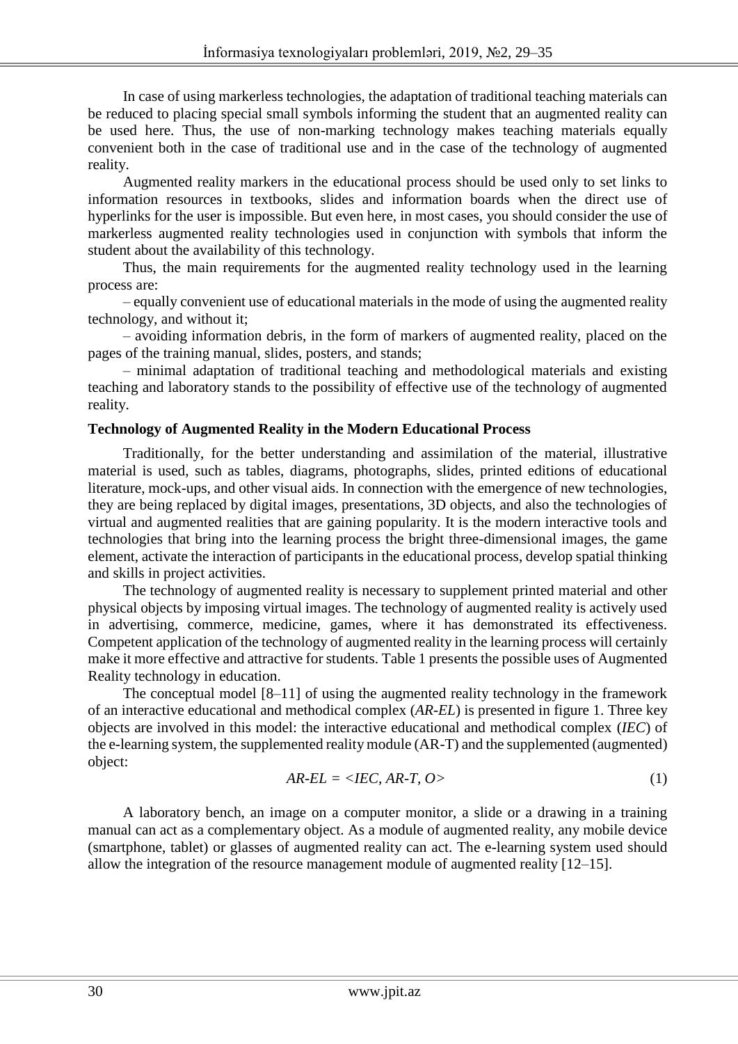In case of using markerless technologies, the adaptation of traditional teaching materials can be reduced to placing special small symbols informing the student that an augmented reality can be used here. Thus, the use of non-marking technology makes teaching materials equally convenient both in the case of traditional use and in the case of the technology of augmented reality.

Augmented reality markers in the educational process should be used only to set links to information resources in textbooks, slides and information boards when the direct use of hyperlinks for the user is impossible. But even here, in most cases, you should consider the use of markerless augmented reality technologies used in conjunction with symbols that inform the student about the availability of this technology.

Thus, the main requirements for the augmented reality technology used in the learning process are:

– equally convenient use of educational materials in the mode of using the augmented reality technology, and without it;

– avoiding information debris, in the form of markers of augmented reality, placed on the pages of the training manual, slides, posters, and stands;

– minimal adaptation of traditional teaching and methodological materials and existing teaching and laboratory stands to the possibility of effective use of the technology of augmented reality.

**Technology of Augmented Reality in the Modern Educational Process**

Traditionally, for the better understanding and assimilation of the material, illustrative material is used, such as tables, diagrams, photographs, slides, printed editions of educational literature, mock-ups, and other visual aids. In connection with the emergence of new technologies, they are being replaced by digital images, presentations, 3D objects, and also the technologies of virtual and augmented realities that are gaining popularity. It is the modern interactive tools and technologies that bring into the learning process the bright three-dimensional images, the game element, activate the interaction of participants in the educational process, develop spatial thinking and skills in project activities.

The technology of augmented reality is necessary to supplement printed material and other physical objects by imposing virtual images. The technology of augmented reality is actively used in advertising, commerce, medicine, games, where it has demonstrated its effectiveness. Competent application of the technology of augmented reality in the learning process will certainly make it more effective and attractive for students. Table 1 presents the possible uses of Augmented Reality technology in education.

The conceptual model [8–11] of using the augmented reality technology in the framework of an interactive educational and methodical complex (*AR-EL*) is presented in figure 1. Three key objects are involved in this model: the interactive educational and methodical complex (*IEC*) of the e-learning system, the supplemented reality module (AR-T) and the supplemented (augmented) object:

$$AR\text{-}EL = \langle IEC, AR\text{-}T, O \rangle \tag{1}$$

A laboratory bench, an image on a computer monitor, a slide or a drawing in a training manual can act as a complementary object. As a module of augmented reality, any mobile device (smartphone, tablet) or glasses of augmented reality can act. The e-learning system used should allow the integration of the resource management module of augmented reality [12–15].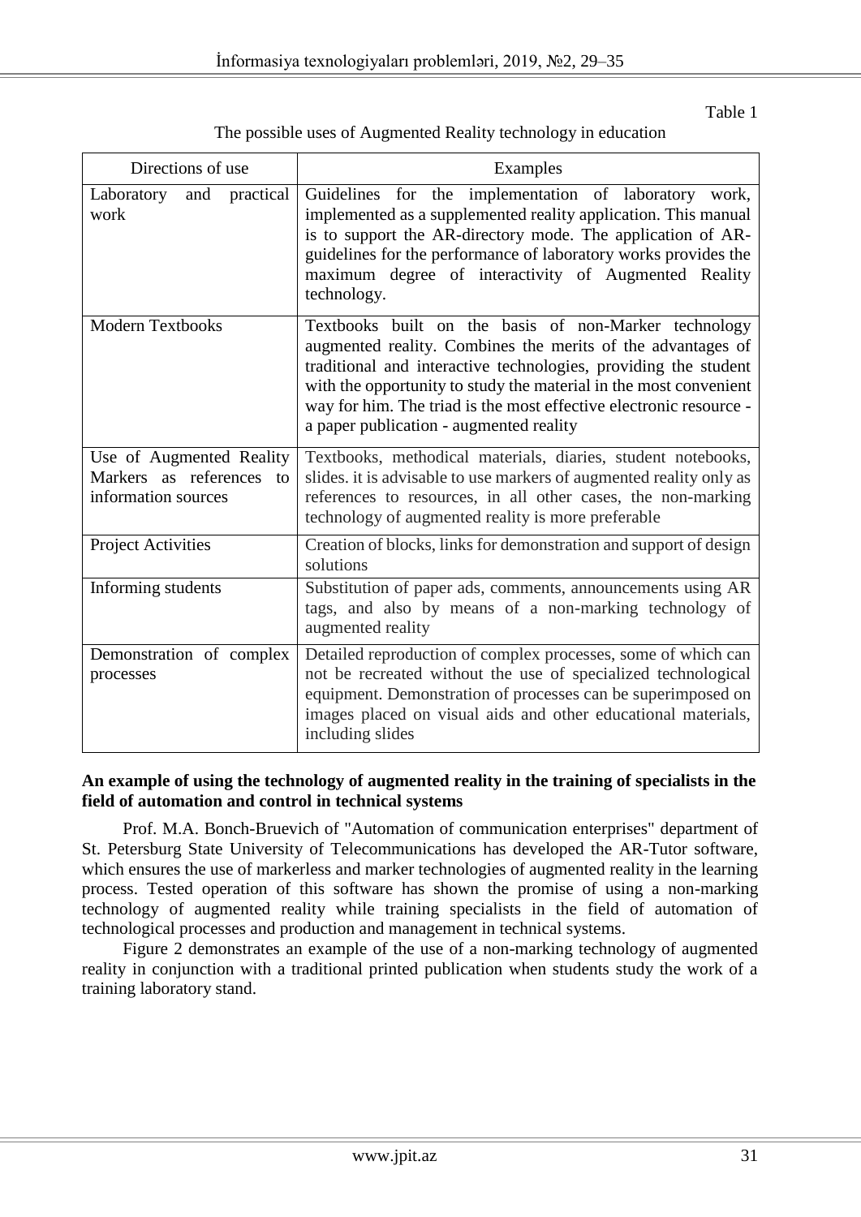Table 1

The possible uses of Augmented Reality technology in education

| Directions of use | Examples |
| --- | --- |
| Laboratory and practical work | Guidelines for the implementation of laboratory work, implemented as a supplemented reality application. This manual is to support the AR-directory mode. The application of AR-guidelines for the performance of laboratory works provides the maximum degree of interactivity of Augmented Reality technology. |
| Modern Textbooks | Textbooks built on the basis of non-Marker technology augmented reality. Combines the merits of the advantages of traditional and interactive technologies, providing the student with the opportunity to study the material in the most convenient way for him. The triad is the most effective electronic resource - a paper publication - augmented reality |
| Use of Augmented Reality Markers as references to information sources | Textbooks, methodical materials, diaries, student notebooks, slides. it is advisable to use markers of augmented reality only as references to resources, in all other cases, the non-marking technology of augmented reality is more preferable |
| Project Activities | Creation of blocks, links for demonstration and support of design solutions |
| Informing students | Substitution of paper ads, comments, announcements using AR tags, and also by means of a non-marking technology of augmented reality |
| Demonstration of complex processes | Detailed reproduction of complex processes, some of which can not be recreated without the use of specialized technological equipment. Demonstration of processes can be superimposed on images placed on visual aids and other educational materials, including slides |

**An example of using the technology of augmented reality in the training of specialists in the field of automation and control in technical systems**

Prof. M.A. Bonch-Bruevich of "Automation of communication enterprises" department of St. Petersburg State University of Telecommunications has developed the AR-Tutor software, which ensures the use of markerless and marker technologies of augmented reality in the learning process. Tested operation of this software has shown the promise of using a non-marking technology of augmented reality while training specialists in the field of automation of technological processes and production and management in technical systems.

Figure 2 demonstrates an example of the use of a non-marking technology of augmented reality in conjunction with a traditional printed publication when students study the work of a training laboratory stand.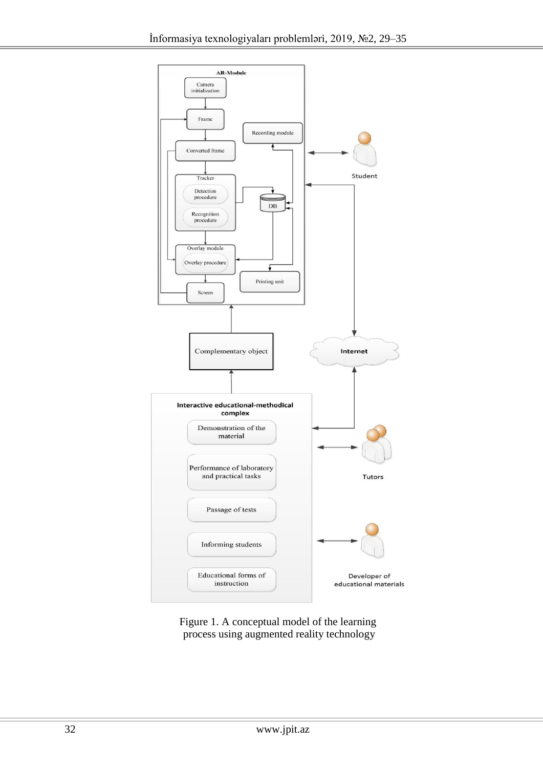Figure 1. A conceptual model of the learning process using augmented reality technology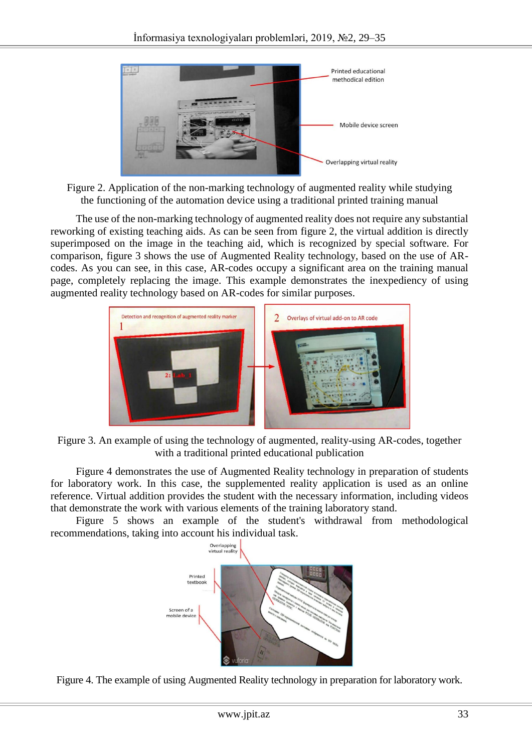Figure 2. Application of the non-marking technology of augmented reality while studying the functioning of the automation device using a traditional printed training manual

The use of the non-marking technology of augmented reality does not require any substantial reworking of existing teaching aids. As can be seen from figure 2, the virtual addition is directly superimposed on the image in the teaching aid, which is recognized by special software. For comparison, figure 3 shows the use of Augmented Reality technology, based on the use of AR-codes. As you can see, in this case, AR-codes occupy a significant area on the training manual page, completely replacing the image. This example demonstrates the inexpediency of using augmented reality technology based on AR-codes for similar purposes.

Figure 3. An example of using the technology of augmented, reality-using AR-codes, together with a traditional printed educational publication

Figure 4 demonstrates the use of Augmented Reality technology in preparation of students for laboratory work. In this case, the supplemented reality application is used as an online reference. Virtual addition provides the student with the necessary information, including videos that demonstrate the work with various elements of the training laboratory stand.

Figure 5 shows an example of the student's withdrawal from methodological recommendations, taking into account his individual task.

Figure 4. The example of using Augmented Reality technology in preparation for laboratory work.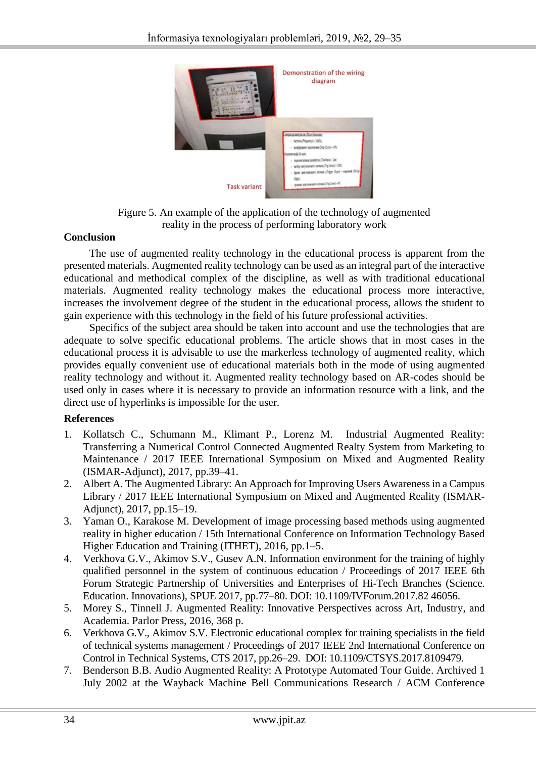Figure 5. An example of the application of the technology of augmented reality in the process of performing laboratory work

## Conclusion

The use of augmented reality technology in the educational process is apparent from the presented materials. Augmented reality technology can be used as an integral part of the interactive educational and methodical complex of the discipline, as well as with traditional educational materials. Augmented reality technology makes the educational process more interactive, increases the involvement degree of the student in the educational process, allows the student to gain experience with this technology in the field of his future professional activities.

Specifics of the subject area should be taken into account and use the technologies that are adequate to solve specific educational problems. The article shows that in most cases in the educational process it is advisable to use the markerless technology of augmented reality, which provides equally convenient use of educational materials both in the mode of using augmented reality technology and without it. Augmented reality technology based on AR-codes should be used only in cases where it is necessary to provide an information resource with a link, and the direct use of hyperlinks is impossible for the user.

## References

1. Kollatsch C., Schumann M., Klimant P., Lorenz M. Industrial Augmented Reality: Transferring a Numerical Control Connected Augmented Realty System from Marketing to Maintenance / 2017 IEEE International Symposium on Mixed and Augmented Reality (ISMAR-Adjunct), 2017, pp.39–41.
2. Albert A. The Augmented Library: An Approach for Improving Users Awareness in a Campus Library / 2017 IEEE International Symposium on Mixed and Augmented Reality (ISMAR-Adjunct), 2017, pp.15–19.
3. Yaman O., Karakose M. Development of image processing based methods using augmented reality in higher education / 15th International Conference on Information Technology Based Higher Education and Training (ITHET), 2016, pp.1–5.
4. Verkhova G.V., Akimov S.V., Gusev A.N. Information environment for the training of highly qualified personnel in the system of continuous education / Proceedings of 2017 IEEE 6th Forum Strategic Partnership of Universities and Enterprises of Hi-Tech Branches (Science. Education. Innovations), SPUE 2017, pp.77–80. DOI: 10.1109/IVForum.2017.82 46056.
5. Morey S., Tinnell J. Augmented Reality: Innovative Perspectives across Art, Industry, and Academia. Parlor Press, 2016, 368 p.
6. Verkhova G.V., Akimov S.V. Electronic educational complex for training specialists in the field of technical systems management / Proceedings of 2017 IEEE 2nd International Conference on Control in Technical Systems, CTS 2017, pp.26–29. DOI: 10.1109/CTSYS.2017.8109479.
7. Benderson B.B. Audio Augmented Reality: A Prototype Automated Tour Guide. Archived 1 July 2002 at the Wayback Machine Bell Communications Research / ACM Conference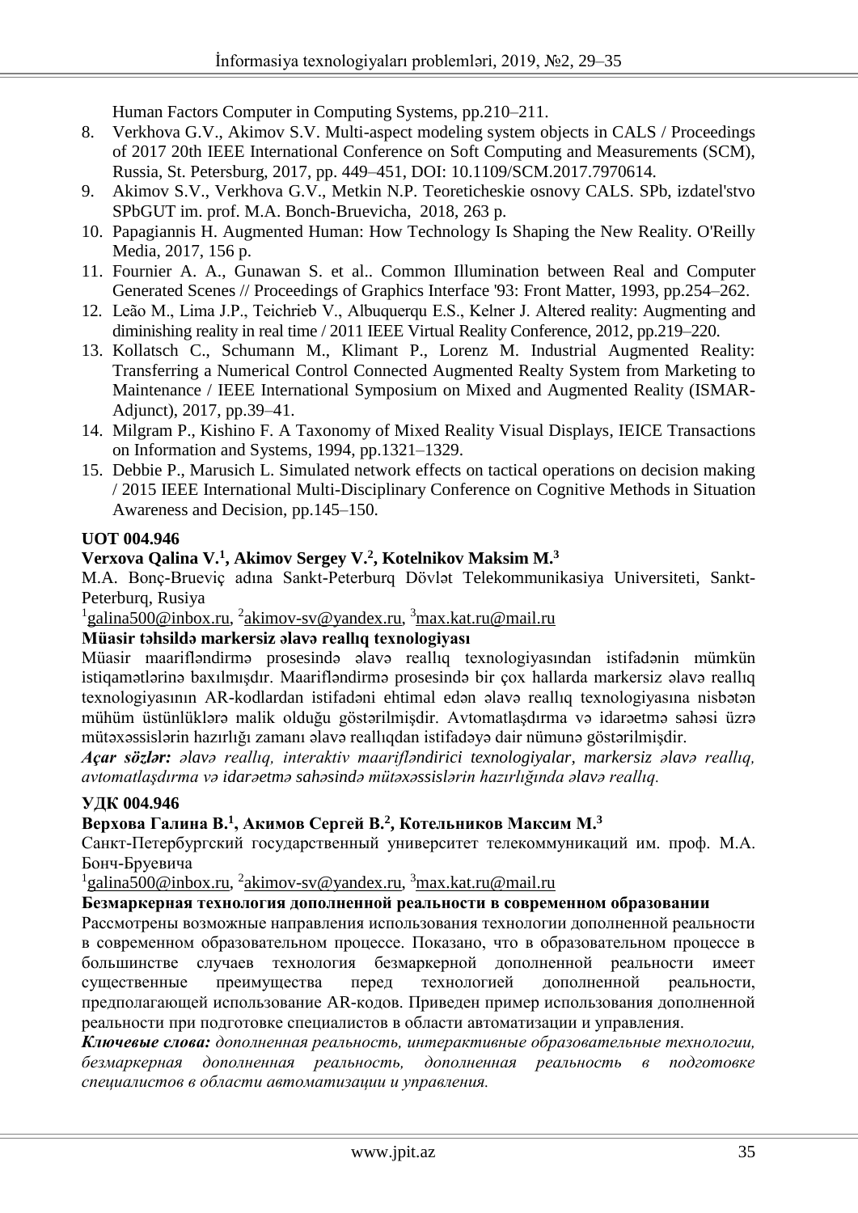Human Factors Computer in Computing Systems, pp.210–211.

8. Verkhova G.V., Akimov S.V. Multi-aspect modeling system objects in CALS / Proceedings of 2017 20th IEEE International Conference on Soft Computing and Measurements (SCM), Russia, St. Petersburg, 2017, pp. 449–451, DOI: 10.1109/SCM.2017.7970614.
9. Akimov S.V., Verkhova G.V., Metkin N.P. Teoreticheskie osnovy CALS. SPb, izdatel'stvo SPbGUT im. prof. M.A. Bonch-Bruevicha, 2018, 263 p.
10. Papagiannis H. Augmented Human: How Technology Is Shaping the New Reality. O'Reilly Media, 2017, 156 p.
11. Fournier A. A., Gunawan S. et al.. Common Illumination between Real and Computer Generated Scenes // Proceedings of Graphics Interface '93: Front Matter, 1993, pp.254–262.
12. Leão M., Lima J.P., Teichrieb V., Albuquerqu E.S., Kelner J. Altered reality: Augmenting and diminishing reality in real time / 2011 IEEE Virtual Reality Conference, 2012, pp.219–220.
13. Kollatsch C., Schumann M., Klimant P., Lorenz M. Industrial Augmented Reality: Transferring a Numerical Control Connected Augmented Realty System from Marketing to Maintenance / IEEE International Symposium on Mixed and Augmented Reality (ISMAR-Adjunct), 2017, pp.39–41.
14. Milgram P., Kishino F. A Taxonomy of Mixed Reality Visual Displays, IEICE Transactions on Information and Systems, 1994, pp.1321–1329.
15. Debbie P., Marusich L. Simulated network effects on tactical operations on decision making / 2015 IEEE International Multi-Disciplinary Conference on Cognitive Methods in Situation Awareness and Decision, pp.145–150.

**UOT 004.946**

**Verxova Qalina V.[1], Akimov Sergey V.[2], Kotelnikov Maksim M.[3]**

M.A. Bonç-Brueviç adına Sankt-Peterburq Dövlət Telekommunikasiya Universiteti, Sankt-Peterburq, Rusiya

[1]galina500@inbox.ru, [2]akimov-sv@yandex.ru, [3]max.kat.ru@mail.ru

**Müasir təhsildə markersiz əlavə reallıq texnologiyası**

Müasir maarifləndirmə prosesində əlavə reallıq texnologiyasından istifadənin mümkün istiqamətlərinə baxılmışdır. Maarifləndirmə prosesində bir çox hallarda markersiz əlavə reallıq texnologiyasının AR-kodlardan istifadəni ehtimal edən əlavə reallıq texnologiyasına nisbətən mühüm üstünlüklərə malik olduğu göstərilmişdir. Avtomatlaşdırma və idarəetmə sahəsi üzrə mütəxəssislərin hazırlığı zamanı əlavə reallıqdan istifadəyə dair nümunə göstərilmişdir.

***Açar sözlər:*** *əlavə reallıq, interaktiv maarifləndirici texnologiyalar, markersiz əlavə reallıq, avtomatlaşdırma və idarəetmə sahəsində mütəxəssislərin hazırlığında əlavə reallıq.*

**УДК 004.946**

**Верхова Галина В.[1], Акимов Сергей В.[2], Котельников Максим М.[3]**

Санкт-Петербургский государственный университет телекоммуникаций им. проф. М.А. Бонч-Бруевича

[1]galina500@inbox.ru, [2]akimov-sv@yandex.ru, [3]max.kat.ru@mail.ru

**Безмаркерная технология дополненной реальности в современном образовании**

Рассмотрены возможные направления использования технологии дополненной реальности в современном образовательном процессе. Показано, что в образовательном процессе в большинстве случаев технология безмаркерной дополненной реальности имеет существенные преимущества перед технологией дополненной реальности, предполагающей использование AR-кодов. Приведен пример использования дополненной реальности при подготовке специалистов в области автоматизации и управления.

***Ключевые слова:*** *дополненная реальность, интерактивные образовательные технологии, безмаркерная дополненная реальность, дополненная реальность в подготовке специалистов в области автоматизации и управления.*